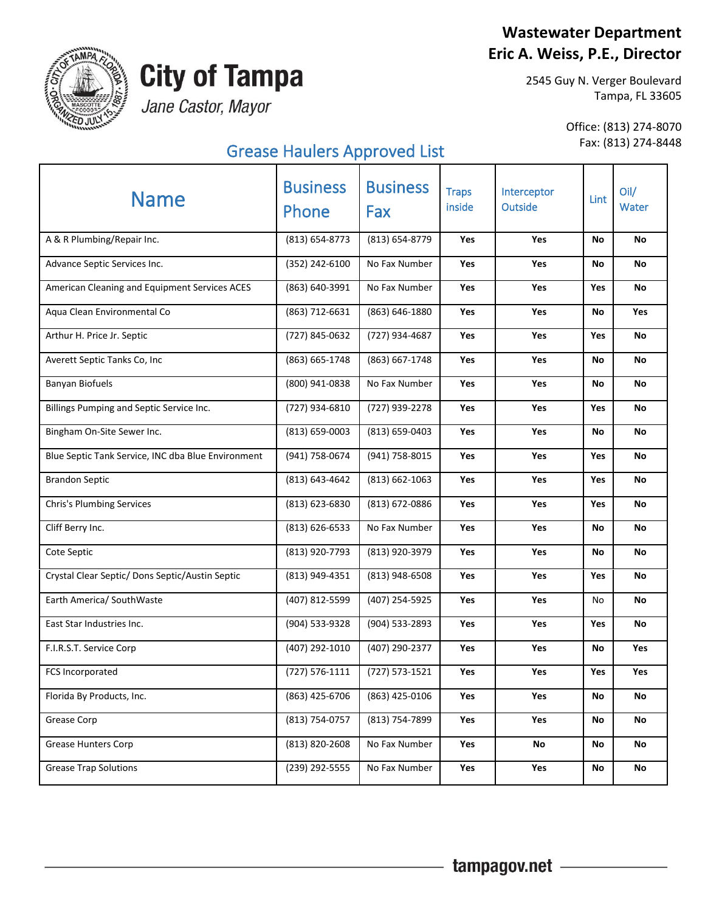# City of Tampa

*Jane Castor, Mayor*

**Wastewater Department**
**Eric A. Weiss, P.E., Director**

2545 Guy N. Verger Boulevard
Tampa, FL 33605

Office: (813) 274-8070
Fax: (813) 274-8448

## Grease Haulers Approved List

| Name | Business Phone | Business Fax | Traps inside | Interceptor Outside | Lint | Oil/ Water |
|---|---|---|---|---|---|---|
| A & R Plumbing/Repair Inc. | (813) 654-8773 | (813) 654-8779 | **Yes** | **Yes** | **No** | **No** |
| Advance Septic Services Inc. | (352) 242-6100 | No Fax Number | **Yes** | **Yes** | **No** | **No** |
| American Cleaning and Equipment Services ACES | (863) 640-3991 | No Fax Number | **Yes** | **Yes** | **Yes** | **No** |
| Aqua Clean Environmental Co | (863) 712-6631 | (863) 646-1880 | **Yes** | **Yes** | **No** | **Yes** |
| Arthur H. Price Jr. Septic | (727) 845-0632 | (727) 934-4687 | **Yes** | **Yes** | **Yes** | **No** |
| Averett Septic Tanks Co, Inc | (863) 665-1748 | (863) 667-1748 | **Yes** | **Yes** | **No** | **No** |
| Banyan Biofuels | (800) 941-0838 | No Fax Number | **Yes** | **Yes** | **No** | **No** |
| Billings Pumping and Septic Service Inc. | (727) 934-6810 | (727) 939-2278 | **Yes** | **Yes** | **Yes** | **No** |
| Bingham On-Site Sewer Inc. | (813) 659-0003 | (813) 659-0403 | **Yes** | **Yes** | **No** | **No** |
| Blue Septic Tank Service, INC dba Blue Environment | (941) 758-0674 | (941) 758-8015 | **Yes** | **Yes** | **Yes** | **No** |
| Brandon Septic | (813) 643-4642 | (813) 662-1063 | **Yes** | **Yes** | **Yes** | **No** |
| Chris's Plumbing Services | (813) 623-6830 | (813) 672-0886 | **Yes** | **Yes** | **Yes** | **No** |
| Cliff Berry Inc. | (813) 626-6533 | No Fax Number | **Yes** | **Yes** | **No** | **No** |
| Cote Septic | (813) 920-7793 | (813) 920-3979 | **Yes** | **Yes** | **No** | **No** |
| Crystal Clear Septic/ Dons Septic/Austin Septic | (813) 949-4351 | (813) 948-6508 | **Yes** | **Yes** | **Yes** | **No** |
| Earth America/ SouthWaste | (407) 812-5599 | (407) 254-5925 | **Yes** | **Yes** | No | **No** |
| East Star Industries Inc. | (904) 533-9328 | (904) 533-2893 | **Yes** | **Yes** | **Yes** | **No** |
| F.I.R.S.T. Service Corp | (407) 292-1010 | (407) 290-2377 | **Yes** | **Yes** | **No** | **Yes** |
| FCS Incorporated | (727) 576-1111 | (727) 573-1521 | **Yes** | **Yes** | **Yes** | **Yes** |
| Florida By Products, Inc. | (863) 425-6706 | (863) 425-0106 | **Yes** | **Yes** | **No** | **No** |
| Grease Corp | (813) 754-0757 | (813) 754-7899 | **Yes** | **Yes** | **No** | **No** |
| Grease Hunters Corp | (813) 820-2608 | No Fax Number | **Yes** | **No** | **No** | **No** |
| Grease Trap Solutions | (239) 292-5555 | No Fax Number | **Yes** | **Yes** | **No** | **No** |

tampagov.net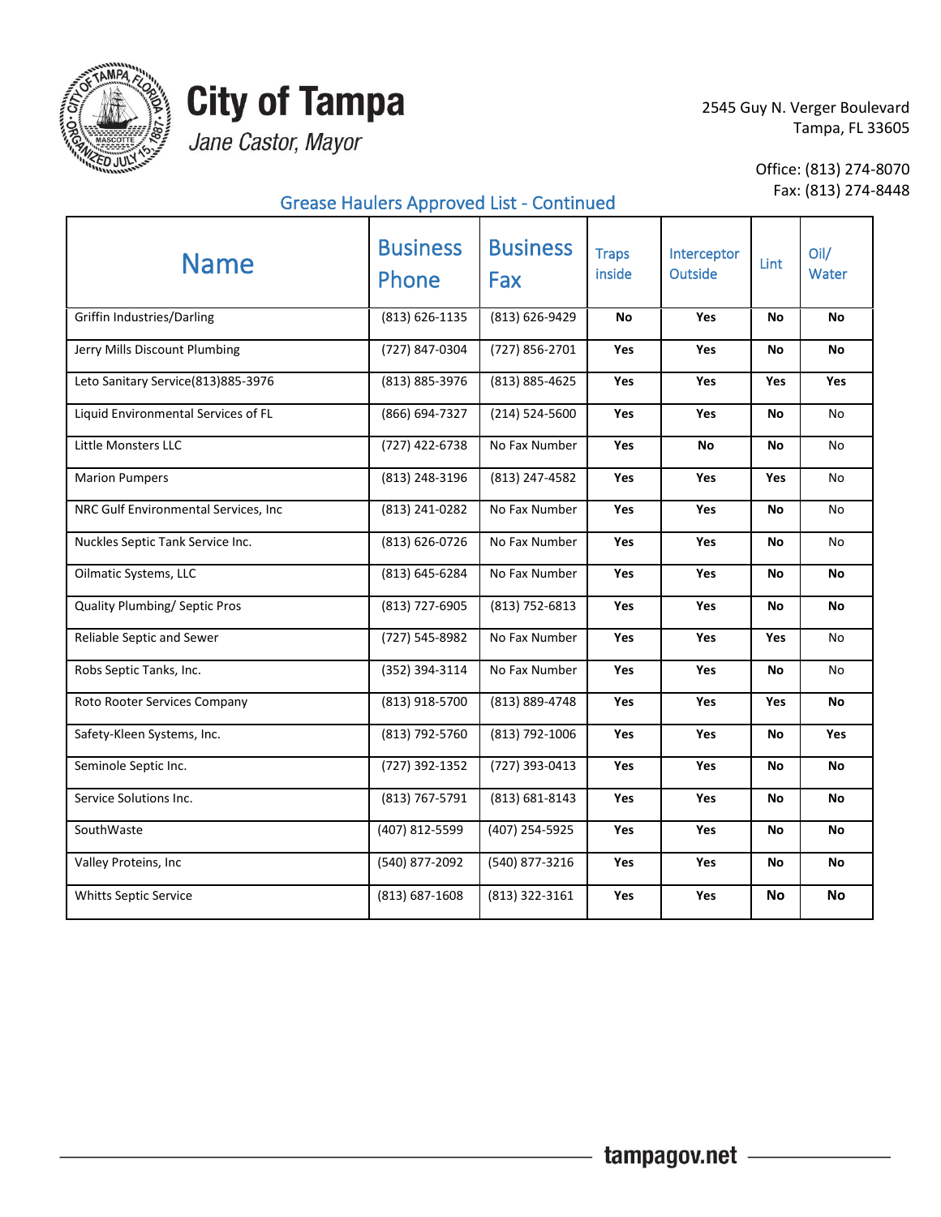# City of Tampa

*Jane Castor, Mayor*

2545 Guy N. Verger Boulevard
Tampa, FL 33605

Office: (813) 274-8070
Fax: (813) 274-8448

## Grease Haulers Approved List - Continued

| Name | Business Phone | Business Fax | Traps inside | Interceptor Outside | Lint | Oil/ Water |
|---|---|---|---|---|---|---|
| Griffin Industries/Darling | (813) 626-1135 | (813) 626-9429 | **No** | **Yes** | **No** | **No** |
| Jerry Mills Discount Plumbing | (727) 847-0304 | (727) 856-2701 | **Yes** | **Yes** | **No** | **No** |
| Leto Sanitary Service(813)885-3976 | (813) 885-3976 | (813) 885-4625 | **Yes** | **Yes** | **Yes** | **Yes** |
| Liquid Environmental Services of FL | (866) 694-7327 | (214) 524-5600 | **Yes** | **Yes** | **No** | No |
| Little Monsters LLC | (727) 422-6738 | No Fax Number | **Yes** | **No** | **No** | No |
| Marion Pumpers | (813) 248-3196 | (813) 247-4582 | **Yes** | **Yes** | **Yes** | No |
| NRC Gulf Environmental Services, Inc | (813) 241-0282 | No Fax Number | **Yes** | **Yes** | **No** | No |
| Nuckles Septic Tank Service Inc. | (813) 626-0726 | No Fax Number | **Yes** | **Yes** | **No** | No |
| Oilmatic Systems, LLC | (813) 645-6284 | No Fax Number | **Yes** | **Yes** | **No** | **No** |
| Quality Plumbing/ Septic Pros | (813) 727-6905 | (813) 752-6813 | **Yes** | **Yes** | **No** | **No** |
| Reliable Septic and Sewer | (727) 545-8982 | No Fax Number | **Yes** | **Yes** | **Yes** | No |
| Robs Septic Tanks, Inc. | (352) 394-3114 | No Fax Number | **Yes** | **Yes** | **No** | No |
| Roto Rooter Services Company | (813) 918-5700 | (813) 889-4748 | **Yes** | **Yes** | **Yes** | **No** |
| Safety-Kleen Systems, Inc. | (813) 792-5760 | (813) 792-1006 | **Yes** | **Yes** | **No** | **Yes** |
| Seminole Septic Inc. | (727) 392-1352 | (727) 393-0413 | **Yes** | **Yes** | **No** | **No** |
| Service Solutions Inc. | (813) 767-5791 | (813) 681-8143 | **Yes** | **Yes** | **No** | **No** |
| SouthWaste | (407) 812-5599 | (407) 254-5925 | **Yes** | **Yes** | **No** | **No** |
| Valley Proteins, Inc | (540) 877-2092 | (540) 877-3216 | **Yes** | **Yes** | **No** | **No** |
| Whitts Septic Service | (813) 687-1608 | (813) 322-3161 | **Yes** | **Yes** | **No** | **No** |